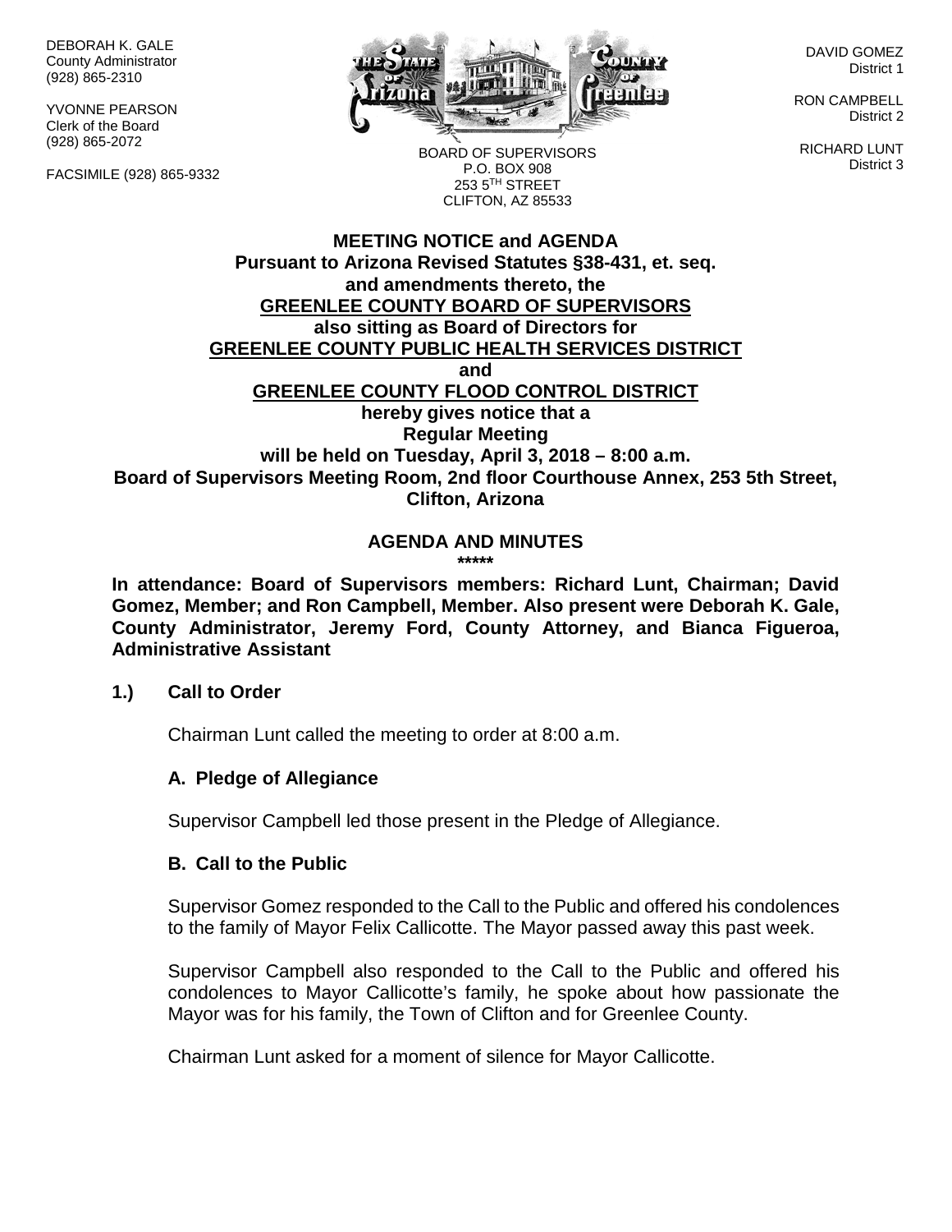DEBORAH K. GALE
County Administrator
(928) 865-2310

YVONNE PEARSON
Clerk of the Board
(928) 865-2072

FACSIMILE (928) 865-9332

BOARD OF SUPERVISORS
P.O. BOX 908
253 5TH STREET
CLIFTON, AZ 85533

DAVID GOMEZ
District 1

RON CAMPBELL
District 2

RICHARD LUNT
District 3

**MEETING NOTICE and AGENDA**
**Pursuant to Arizona Revised Statutes §38-431, et. seq.**
**and amendments thereto, the**
**GREENLEE COUNTY BOARD OF SUPERVISORS**
**also sitting as Board of Directors for**
**GREENLEE COUNTY PUBLIC HEALTH SERVICES DISTRICT**
**and**
**GREENLEE COUNTY FLOOD CONTROL DISTRICT**
**hereby gives notice that a**
**Regular Meeting**
**will be held on Tuesday, April 3, 2018 – 8:00 a.m.**
**Board of Supervisors Meeting Room, 2nd floor Courthouse Annex, 253 5th Street, Clifton, Arizona**

**AGENDA AND MINUTES**
**\*\*\*\*\***

**In attendance: Board of Supervisors members: Richard Lunt, Chairman; David Gomez, Member; and Ron Campbell, Member. Also present were Deborah K. Gale, County Administrator, Jeremy Ford, County Attorney, and Bianca Figueroa, Administrative Assistant**

**1.) Call to Order**

Chairman Lunt called the meeting to order at 8:00 a.m.

**A. Pledge of Allegiance**

Supervisor Campbell led those present in the Pledge of Allegiance.

**B. Call to the Public**

Supervisor Gomez responded to the Call to the Public and offered his condolences to the family of Mayor Felix Callicotte. The Mayor passed away this past week.

Supervisor Campbell also responded to the Call to the Public and offered his condolences to Mayor Callicotte's family, he spoke about how passionate the Mayor was for his family, the Town of Clifton and for Greenlee County.

Chairman Lunt asked for a moment of silence for Mayor Callicotte.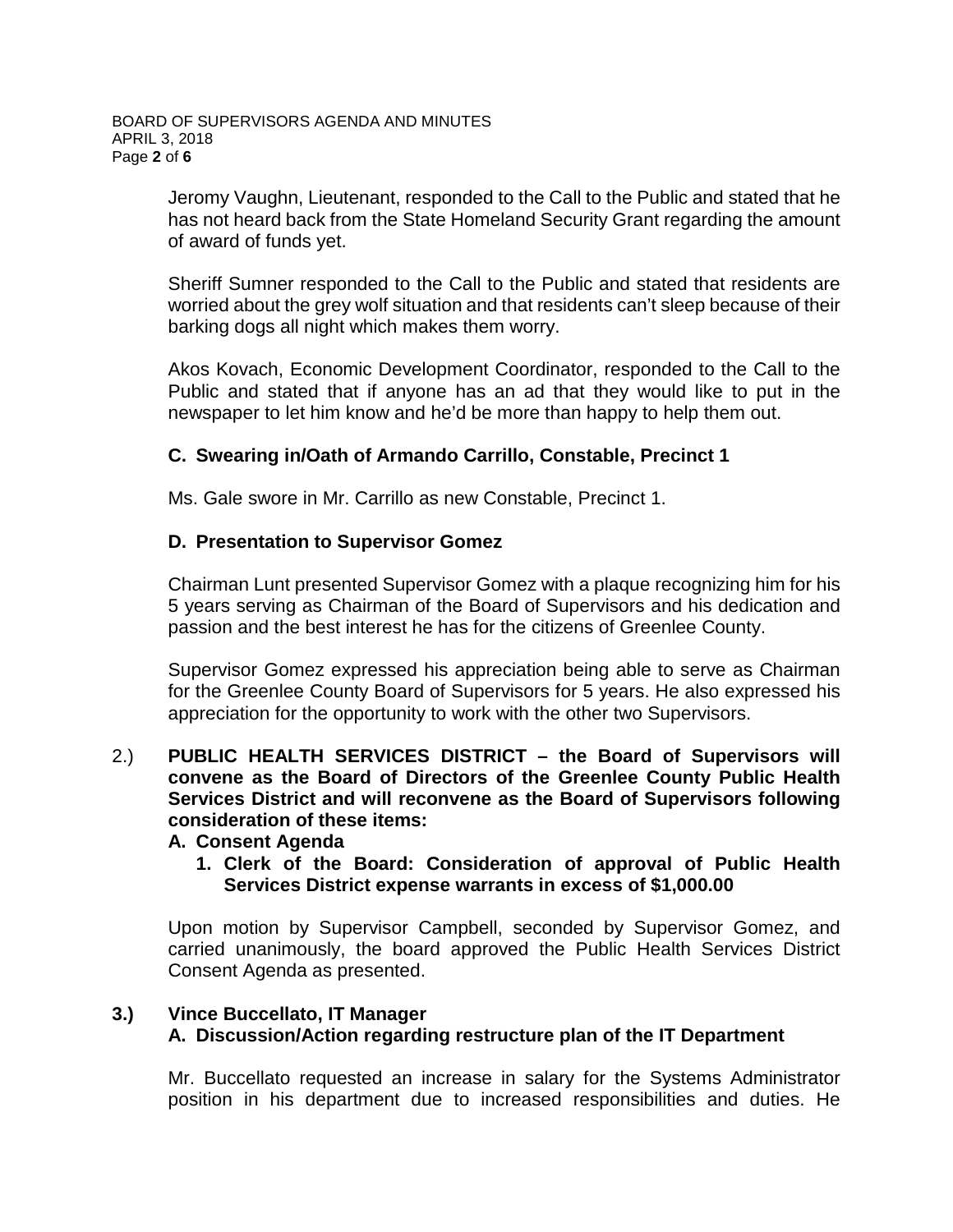Jeromy Vaughn, Lieutenant, responded to the Call to the Public and stated that he has not heard back from the State Homeland Security Grant regarding the amount of award of funds yet.

Sheriff Sumner responded to the Call to the Public and stated that residents are worried about the grey wolf situation and that residents can't sleep because of their barking dogs all night which makes them worry.

Akos Kovach, Economic Development Coordinator, responded to the Call to the Public and stated that if anyone has an ad that they would like to put in the newspaper to let him know and he'd be more than happy to help them out.

**C. Swearing in/Oath of Armando Carrillo, Constable, Precinct 1**

Ms. Gale swore in Mr. Carrillo as new Constable, Precinct 1.

**D. Presentation to Supervisor Gomez**

Chairman Lunt presented Supervisor Gomez with a plaque recognizing him for his 5 years serving as Chairman of the Board of Supervisors and his dedication and passion and the best interest he has for the citizens of Greenlee County.

Supervisor Gomez expressed his appreciation being able to serve as Chairman for the Greenlee County Board of Supervisors for 5 years. He also expressed his appreciation for the opportunity to work with the other two Supervisors.

2.) **PUBLIC HEALTH SERVICES DISTRICT – the Board of Supervisors will convene as the Board of Directors of the Greenlee County Public Health Services District and will reconvene as the Board of Supervisors following consideration of these items:**

**A. Consent Agenda**

**1. Clerk of the Board: Consideration of approval of Public Health Services District expense warrants in excess of $1,000.00**

Upon motion by Supervisor Campbell, seconded by Supervisor Gomez, and carried unanimously, the board approved the Public Health Services District Consent Agenda as presented.

**3.) Vince Buccellato, IT Manager**

**A. Discussion/Action regarding restructure plan of the IT Department**

Mr. Buccellato requested an increase in salary for the Systems Administrator position in his department due to increased responsibilities and duties. He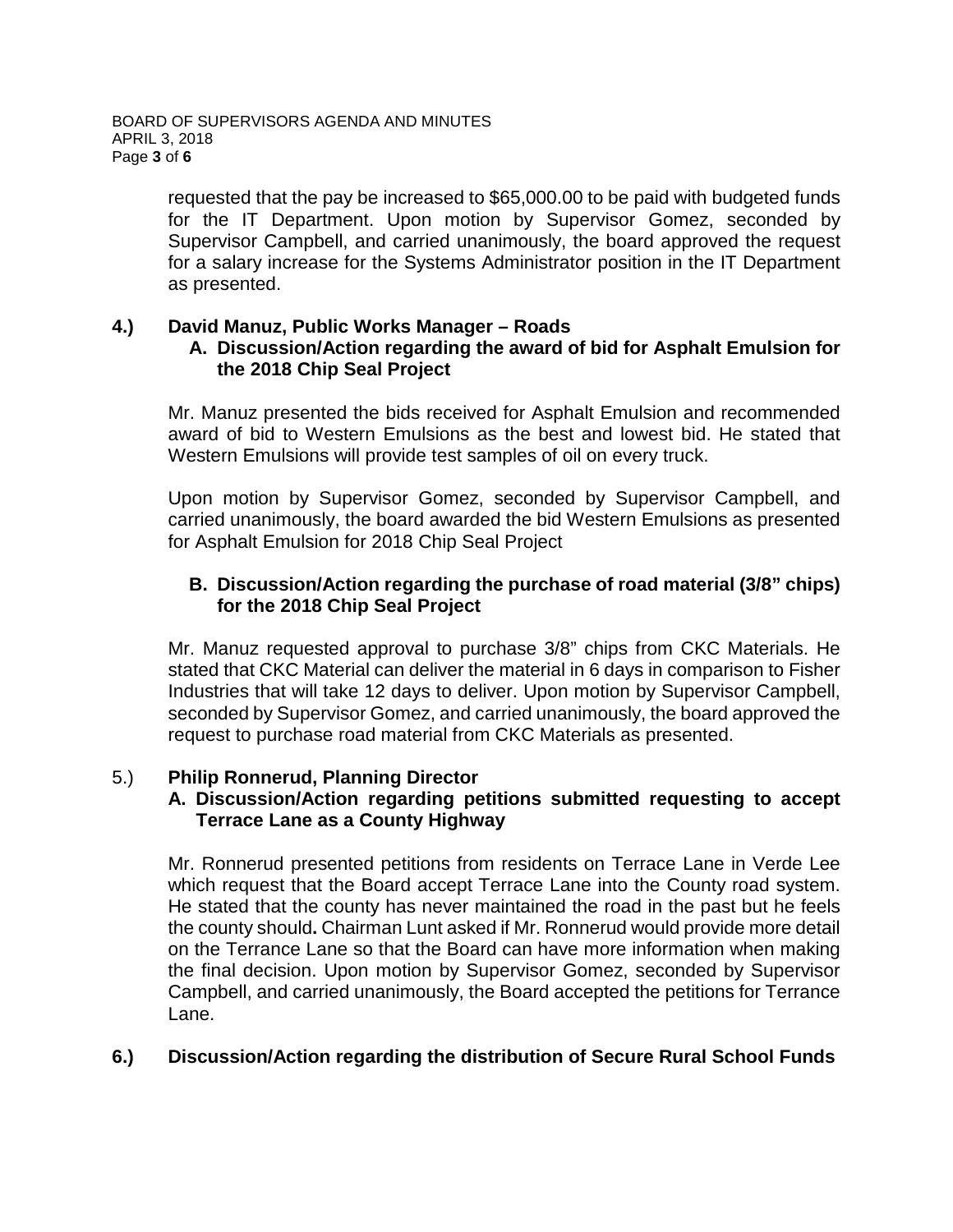requested that the pay be increased to $65,000.00 to be paid with budgeted funds for the IT Department. Upon motion by Supervisor Gomez, seconded by Supervisor Campbell, and carried unanimously, the board approved the request for a salary increase for the Systems Administrator position in the IT Department as presented.

**4.) David Manuz, Public Works Manager – Roads**

**A. Discussion/Action regarding the award of bid for Asphalt Emulsion for the 2018 Chip Seal Project**

Mr. Manuz presented the bids received for Asphalt Emulsion and recommended award of bid to Western Emulsions as the best and lowest bid. He stated that Western Emulsions will provide test samples of oil on every truck.

Upon motion by Supervisor Gomez, seconded by Supervisor Campbell, and carried unanimously, the board awarded the bid Western Emulsions as presented for Asphalt Emulsion for 2018 Chip Seal Project

**B. Discussion/Action regarding the purchase of road material (3/8" chips) for the 2018 Chip Seal Project**

Mr. Manuz requested approval to purchase 3/8" chips from CKC Materials. He stated that CKC Material can deliver the material in 6 days in comparison to Fisher Industries that will take 12 days to deliver. Upon motion by Supervisor Campbell, seconded by Supervisor Gomez, and carried unanimously, the board approved the request to purchase road material from CKC Materials as presented.

5.) **Philip Ronnerud, Planning Director**

**A. Discussion/Action regarding petitions submitted requesting to accept Terrace Lane as a County Highway**

Mr. Ronnerud presented petitions from residents on Terrace Lane in Verde Lee which request that the Board accept Terrace Lane into the County road system. He stated that the county has never maintained the road in the past but he feels the county should**.** Chairman Lunt asked if Mr. Ronnerud would provide more detail on the Terrance Lane so that the Board can have more information when making the final decision. Upon motion by Supervisor Gomez, seconded by Supervisor Campbell, and carried unanimously, the Board accepted the petitions for Terrance Lane.

**6.) Discussion/Action regarding the distribution of Secure Rural School Funds**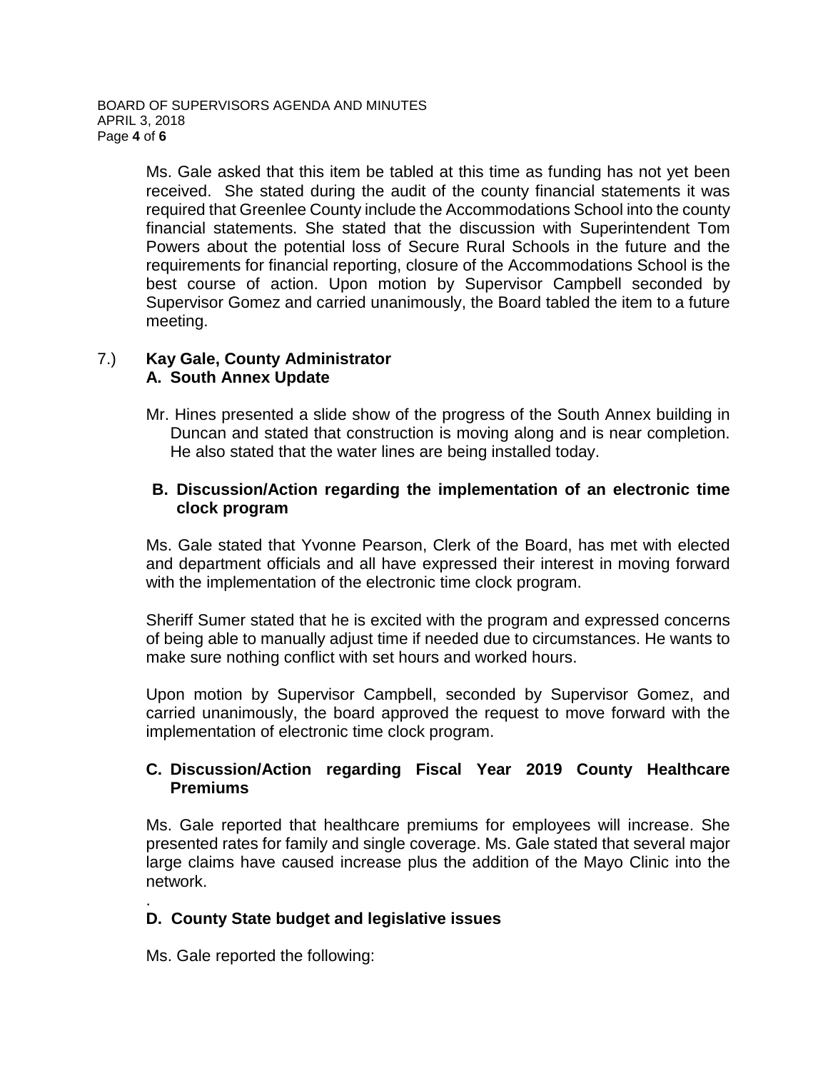Ms. Gale asked that this item be tabled at this time as funding has not yet been received. She stated during the audit of the county financial statements it was required that Greenlee County include the Accommodations School into the county financial statements. She stated that the discussion with Superintendent Tom Powers about the potential loss of Secure Rural Schools in the future and the requirements for financial reporting, closure of the Accommodations School is the best course of action. Upon motion by Supervisor Campbell seconded by Supervisor Gomez and carried unanimously, the Board tabled the item to a future meeting.

7.) **Kay Gale, County Administrator**
**A. South Annex Update**

Mr. Hines presented a slide show of the progress of the South Annex building in Duncan and stated that construction is moving along and is near completion. He also stated that the water lines are being installed today.

**B. Discussion/Action regarding the implementation of an electronic time clock program**

Ms. Gale stated that Yvonne Pearson, Clerk of the Board, has met with elected and department officials and all have expressed their interest in moving forward with the implementation of the electronic time clock program.

Sheriff Sumer stated that he is excited with the program and expressed concerns of being able to manually adjust time if needed due to circumstances. He wants to make sure nothing conflict with set hours and worked hours.

Upon motion by Supervisor Campbell, seconded by Supervisor Gomez, and carried unanimously, the board approved the request to move forward with the implementation of electronic time clock program.

**C. Discussion/Action regarding Fiscal Year 2019 County Healthcare Premiums**

Ms. Gale reported that healthcare premiums for employees will increase. She presented rates for family and single coverage. Ms. Gale stated that several major large claims have caused increase plus the addition of the Mayo Clinic into the network.

.

**D. County State budget and legislative issues**

Ms. Gale reported the following: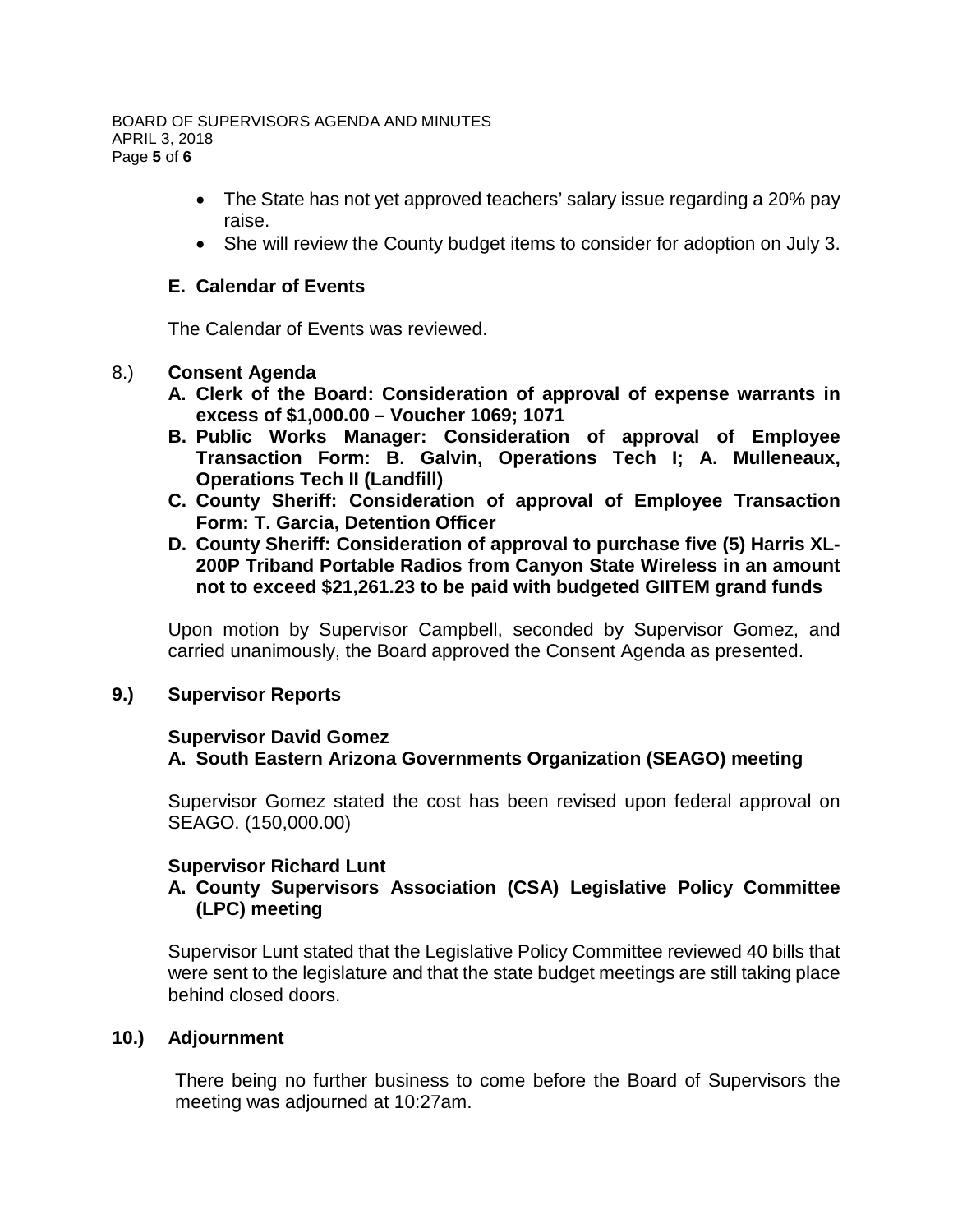- The State has not yet approved teachers' salary issue regarding a 20% pay raise.
- She will review the County budget items to consider for adoption on July 3.

**E. Calendar of Events**

The Calendar of Events was reviewed.

8.) **Consent Agenda**

**A. Clerk of the Board: Consideration of approval of expense warrants in excess of $1,000.00 – Voucher 1069; 1071**

**B. Public Works Manager: Consideration of approval of Employee Transaction Form: B. Galvin, Operations Tech I; A. Mulleneaux, Operations Tech II (Landfill)**

**C. County Sheriff: Consideration of approval of Employee Transaction Form: T. Garcia, Detention Officer**

**D. County Sheriff: Consideration of approval to purchase five (5) Harris XL-200P Triband Portable Radios from Canyon State Wireless in an amount not to exceed $21,261.23 to be paid with budgeted GIITEM grand funds**

Upon motion by Supervisor Campbell, seconded by Supervisor Gomez, and carried unanimously, the Board approved the Consent Agenda as presented.

**9.) Supervisor Reports**

**Supervisor David Gomez**

**A. South Eastern Arizona Governments Organization (SEAGO) meeting**

Supervisor Gomez stated the cost has been revised upon federal approval on SEAGO. (150,000.00)

**Supervisor Richard Lunt**

**A. County Supervisors Association (CSA) Legislative Policy Committee (LPC) meeting**

Supervisor Lunt stated that the Legislative Policy Committee reviewed 40 bills that were sent to the legislature and that the state budget meetings are still taking place behind closed doors.

**10.) Adjournment**

There being no further business to come before the Board of Supervisors the meeting was adjourned at 10:27am.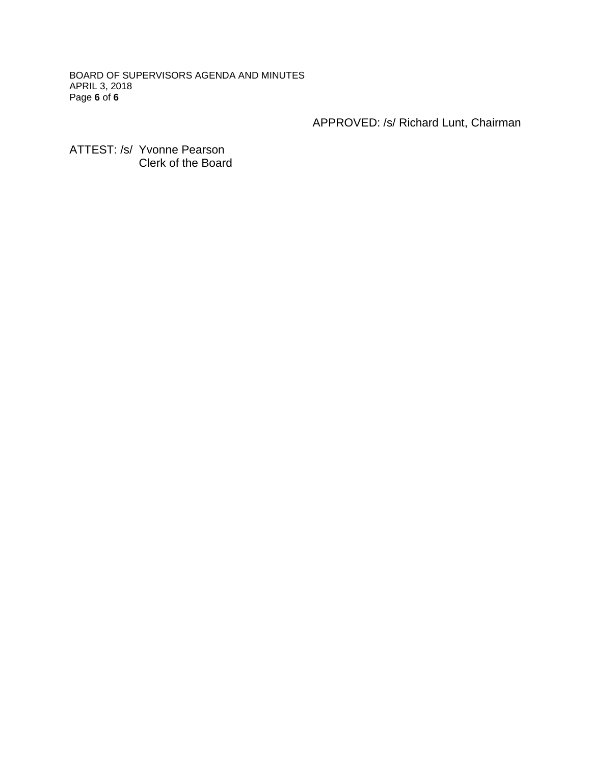APPROVED: /s/ Richard Lunt, Chairman

ATTEST: /s/ Yvonne Pearson
Clerk of the Board